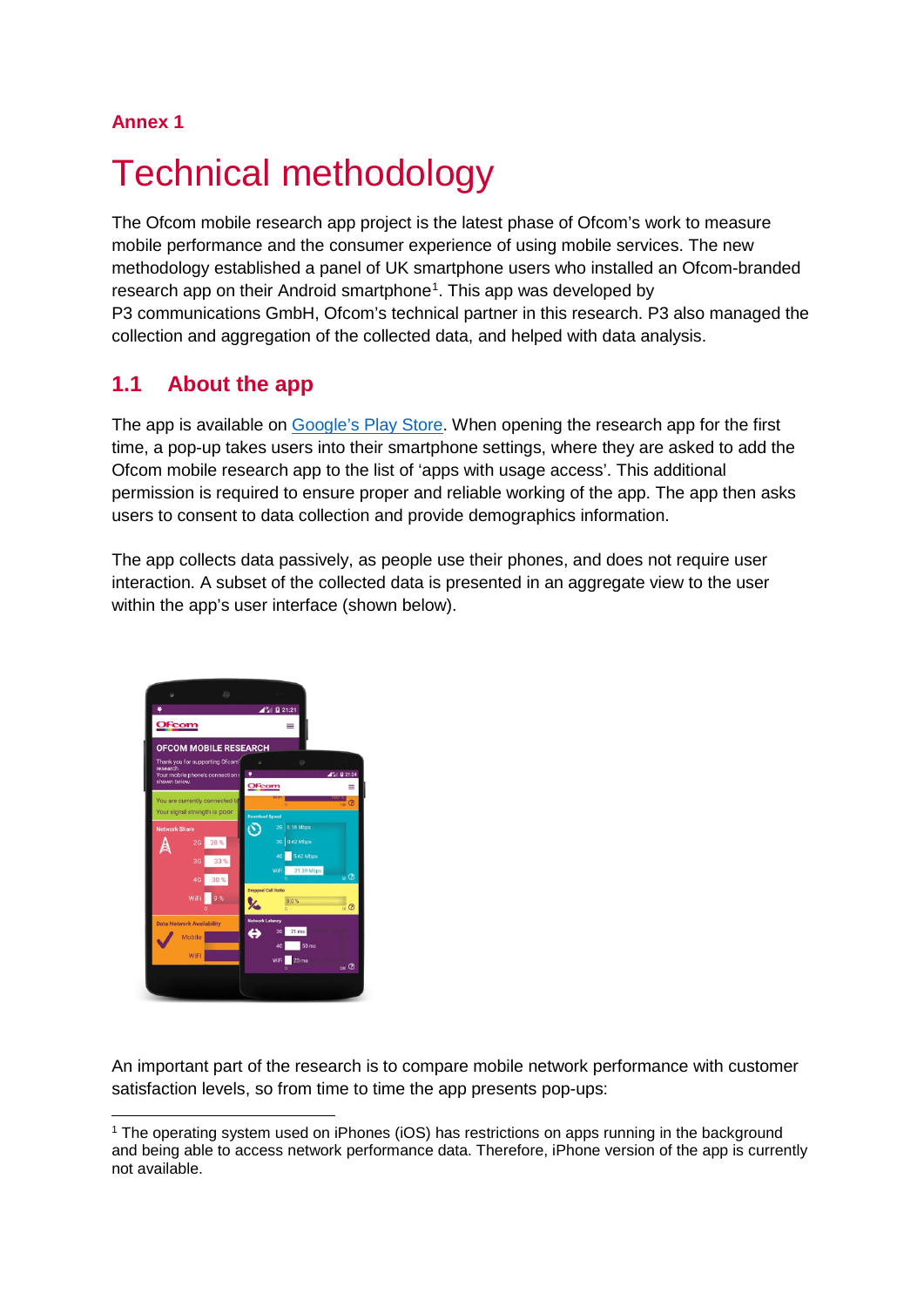**Annex 1**

# Technical methodology

The Ofcom mobile research app project is the latest phase of Ofcom's work to measure mobile performance and the consumer experience of using mobile services. The new methodology established a panel of UK smartphone users who installed an Ofcom-branded research app on their Android smartphone[1]. This app was developed by P3 communications GmbH, Ofcom's technical partner in this research. P3 also managed the collection and aggregation of the collected data, and helped with data analysis.

## 1.1 About the app

The app is available on Google's Play Store. When opening the research app for the first time, a pop-up takes users into their smartphone settings, where they are asked to add the Ofcom mobile research app to the list of 'apps with usage access'. This additional permission is required to ensure proper and reliable working of the app. The app then asks users to consent to data collection and provide demographics information.

The app collects data passively, as people use their phones, and does not require user interaction. A subset of the collected data is presented in an aggregate view to the user within the app's user interface (shown below).

An important part of the research is to compare mobile network performance with customer satisfaction levels, so from time to time the app presents pop-ups:

---

[1] The operating system used on iPhones (iOS) has restrictions on apps running in the background and being able to access network performance data. Therefore, iPhone version of the app is currently not available.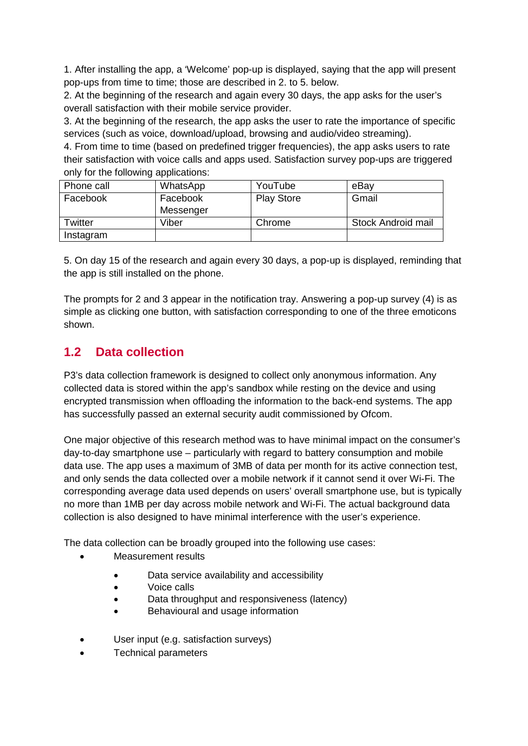1. After installing the app, a 'Welcome' pop-up is displayed, saying that the app will present pop-ups from time to time; those are described in 2. to 5. below.
2. At the beginning of the research and again every 30 days, the app asks for the user's overall satisfaction with their mobile service provider.
3. At the beginning of the research, the app asks the user to rate the importance of specific services (such as voice, download/upload, browsing and audio/video streaming).
4. From time to time (based on predefined trigger frequencies), the app asks users to rate their satisfaction with voice calls and apps used. Satisfaction survey pop-ups are triggered only for the following applications:

| | | | |
|---|---|---|---|
| Phone call | WhatsApp | YouTube | eBay |
| Facebook | Facebook Messenger | Play Store | Gmail |
| Twitter | Viber | Chrome | Stock Android mail |
| Instagram | | | |

5. On day 15 of the research and again every 30 days, a pop-up is displayed, reminding that the app is still installed on the phone.

The prompts for 2 and 3 appear in the notification tray. Answering a pop-up survey (4) is as simple as clicking one button, with satisfaction corresponding to one of the three emoticons shown.

## 1.2 Data collection

P3's data collection framework is designed to collect only anonymous information. Any collected data is stored within the app's sandbox while resting on the device and using encrypted transmission when offloading the information to the back-end systems. The app has successfully passed an external security audit commissioned by Ofcom.

One major objective of this research method was to have minimal impact on the consumer's day-to-day smartphone use – particularly with regard to battery consumption and mobile data use. The app uses a maximum of 3MB of data per month for its active connection test, and only sends the data collected over a mobile network if it cannot send it over Wi-Fi. The corresponding average data used depends on users' overall smartphone use, but is typically no more than 1MB per day across mobile network and Wi-Fi. The actual background data collection is also designed to have minimal interference with the user's experience.

The data collection can be broadly grouped into the following use cases:

- Measurement results
    - Data service availability and accessibility
    - Voice calls
    - Data throughput and responsiveness (latency)
    - Behavioural and usage information
- User input (e.g. satisfaction surveys)
- Technical parameters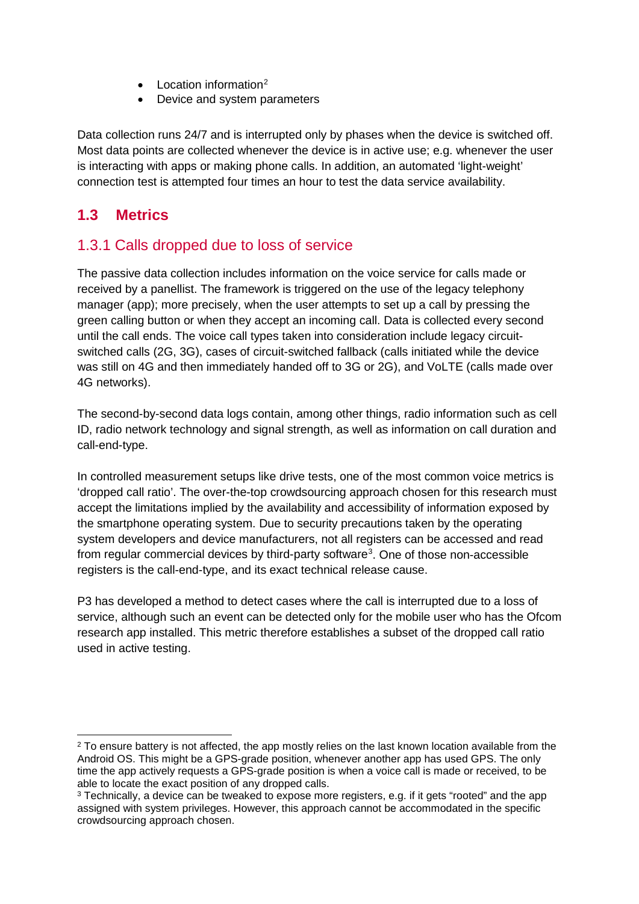- Location information[2]
- Device and system parameters

Data collection runs 24/7 and is interrupted only by phases when the device is switched off. Most data points are collected whenever the device is in active use; e.g. whenever the user is interacting with apps or making phone calls. In addition, an automated 'light-weight' connection test is attempted four times an hour to test the data service availability.

## 1.3 Metrics

### 1.3.1 Calls dropped due to loss of service

The passive data collection includes information on the voice service for calls made or received by a panellist. The framework is triggered on the use of the legacy telephony manager (app); more precisely, when the user attempts to set up a call by pressing the green calling button or when they accept an incoming call. Data is collected every second until the call ends. The voice call types taken into consideration include legacy circuit-switched calls (2G, 3G), cases of circuit-switched fallback (calls initiated while the device was still on 4G and then immediately handed off to 3G or 2G), and VoLTE (calls made over 4G networks).

The second-by-second data logs contain, among other things, radio information such as cell ID, radio network technology and signal strength, as well as information on call duration and call-end-type.

In controlled measurement setups like drive tests, one of the most common voice metrics is 'dropped call ratio'. The over-the-top crowdsourcing approach chosen for this research must accept the limitations implied by the availability and accessibility of information exposed by the smartphone operating system. Due to security precautions taken by the operating system developers and device manufacturers, not all registers can be accessed and read from regular commercial devices by third-party software[3]. One of those non-accessible registers is the call-end-type, and its exact technical release cause.

P3 has developed a method to detect cases where the call is interrupted due to a loss of service, although such an event can be detected only for the mobile user who has the Ofcom research app installed. This metric therefore establishes a subset of the dropped call ratio used in active testing.

---

[2] To ensure battery is not affected, the app mostly relies on the last known location available from the Android OS. This might be a GPS-grade position, whenever another app has used GPS. The only time the app actively requests a GPS-grade position is when a voice call is made or received, to be able to locate the exact position of any dropped calls.

[3] Technically, a device can be tweaked to expose more registers, e.g. if it gets "rooted" and the app assigned with system privileges. However, this approach cannot be accommodated in the specific crowdsourcing approach chosen.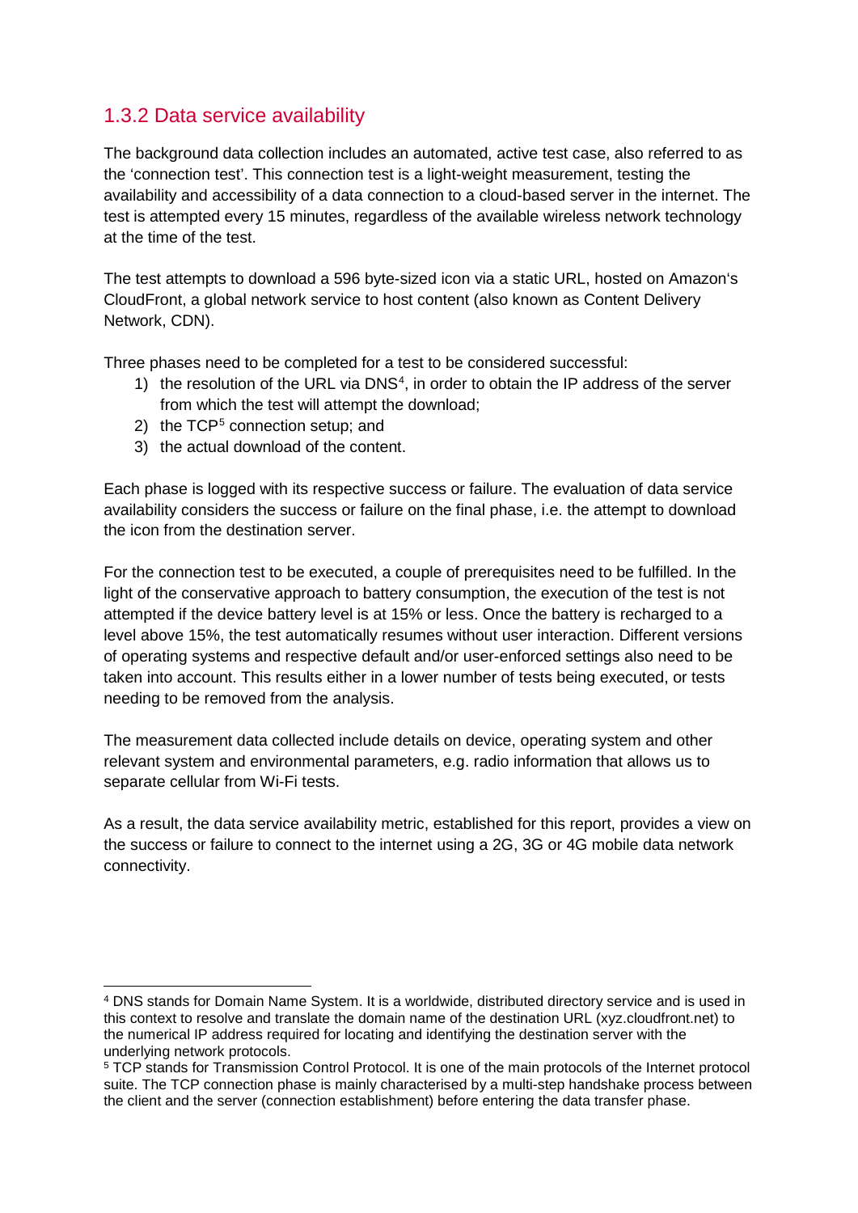### 1.3.2 Data service availability

The background data collection includes an automated, active test case, also referred to as the 'connection test'. This connection test is a light-weight measurement, testing the availability and accessibility of a data connection to a cloud-based server in the internet. The test is attempted every 15 minutes, regardless of the available wireless network technology at the time of the test.

The test attempts to download a 596 byte-sized icon via a static URL, hosted on Amazon's CloudFront, a global network service to host content (also known as Content Delivery Network, CDN).

Three phases need to be completed for a test to be considered successful:

1) the resolution of the URL via DNS[4], in order to obtain the IP address of the server from which the test will attempt the download;
2) the TCP[5] connection setup; and
3) the actual download of the content.

Each phase is logged with its respective success or failure. The evaluation of data service availability considers the success or failure on the final phase, i.e. the attempt to download the icon from the destination server.

For the connection test to be executed, a couple of prerequisites need to be fulfilled. In the light of the conservative approach to battery consumption, the execution of the test is not attempted if the device battery level is at 15% or less. Once the battery is recharged to a level above 15%, the test automatically resumes without user interaction. Different versions of operating systems and respective default and/or user-enforced settings also need to be taken into account. This results either in a lower number of tests being executed, or tests needing to be removed from the analysis.

The measurement data collected include details on device, operating system and other relevant system and environmental parameters, e.g. radio information that allows us to separate cellular from Wi-Fi tests.

As a result, the data service availability metric, established for this report, provides a view on the success or failure to connect to the internet using a 2G, 3G or 4G mobile data network connectivity.

---

[4] DNS stands for Domain Name System. It is a worldwide, distributed directory service and is used in this context to resolve and translate the domain name of the destination URL (xyz.cloudfront.net) to the numerical IP address required for locating and identifying the destination server with the underlying network protocols.

[5] TCP stands for Transmission Control Protocol. It is one of the main protocols of the Internet protocol suite. The TCP connection phase is mainly characterised by a multi-step handshake process between the client and the server (connection establishment) before entering the data transfer phase.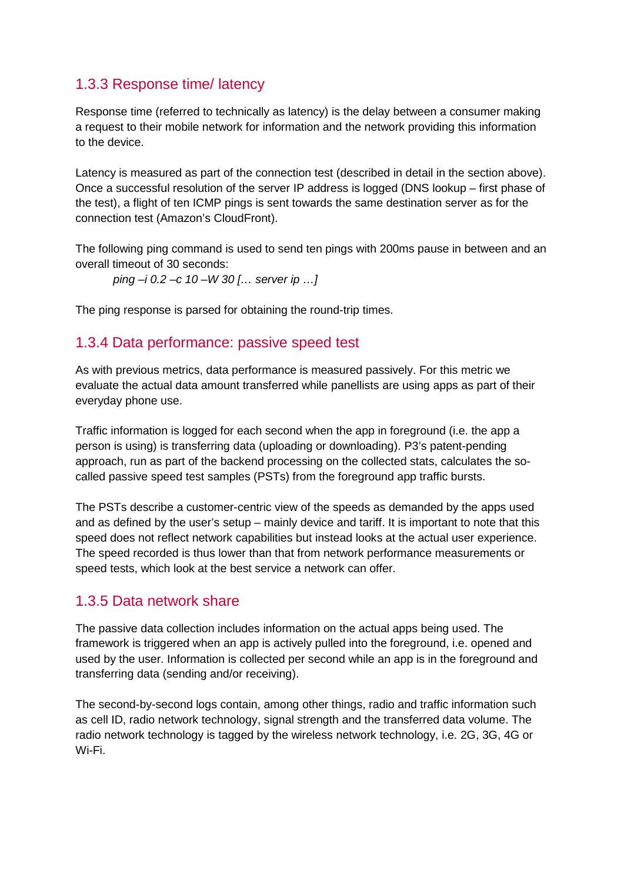### 1.3.3 Response time/ latency

Response time (referred to technically as latency) is the delay between a consumer making a request to their mobile network for information and the network providing this information to the device.

Latency is measured as part of the connection test (described in detail in the section above). Once a successful resolution of the server IP address is logged (DNS lookup – first phase of the test), a flight of ten ICMP pings is sent towards the same destination server as for the connection test (Amazon's CloudFront).

The following ping command is used to send ten pings with 200ms pause in between and an overall timeout of 30 seconds:

*ping –i 0.2 –c 10 –W 30 [… server ip …]*

The ping response is parsed for obtaining the round-trip times.

### 1.3.4 Data performance: passive speed test

As with previous metrics, data performance is measured passively. For this metric we evaluate the actual data amount transferred while panellists are using apps as part of their everyday phone use.

Traffic information is logged for each second when the app in foreground (i.e. the app a person is using) is transferring data (uploading or downloading). P3's patent-pending approach, run as part of the backend processing on the collected stats, calculates the so-called passive speed test samples (PSTs) from the foreground app traffic bursts.

The PSTs describe a customer-centric view of the speeds as demanded by the apps used and as defined by the user's setup – mainly device and tariff. It is important to note that this speed does not reflect network capabilities but instead looks at the actual user experience. The speed recorded is thus lower than that from network performance measurements or speed tests, which look at the best service a network can offer.

### 1.3.5 Data network share

The passive data collection includes information on the actual apps being used. The framework is triggered when an app is actively pulled into the foreground, i.e. opened and used by the user. Information is collected per second while an app is in the foreground and transferring data (sending and/or receiving).

The second-by-second logs contain, among other things, radio and traffic information such as cell ID, radio network technology, signal strength and the transferred data volume. The radio network technology is tagged by the wireless network technology, i.e. 2G, 3G, 4G or Wi-Fi.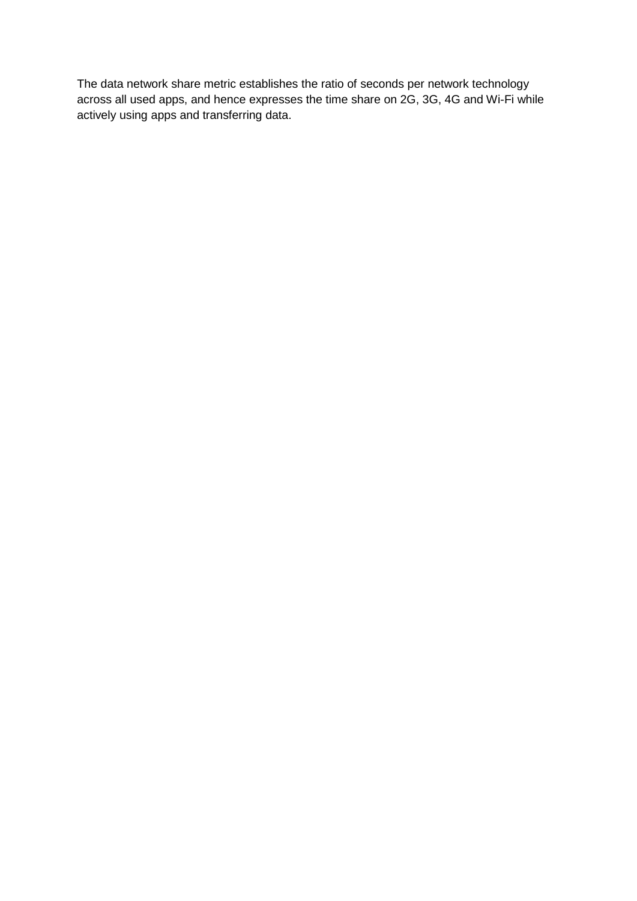The data network share metric establishes the ratio of seconds per network technology across all used apps, and hence expresses the time share on 2G, 3G, 4G and Wi-Fi while actively using apps and transferring data.